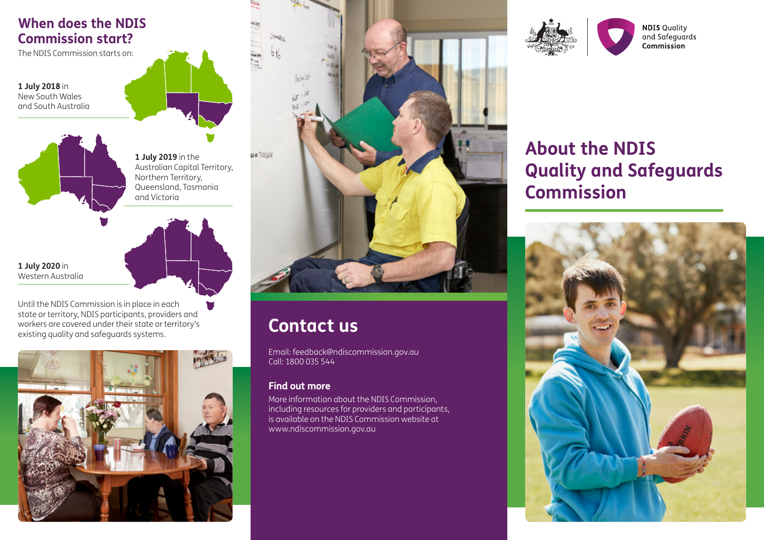## When does the NDIS Commission start?

The NDIS Commission starts on:

**1 July 2018** in New South Wales and South Australia

**1 July 2019** in the Australian Capital Territory, Northern Territory, Queensland, Tasmania and Victoria

**1 July 2020** in Western Australia

Until the NDIS Commission is in place in each state or territory, NDIS participants, providers and workers are covered under their state or territory's existing quality and safeguards systems.

## Contact us

Email: feedback@ndiscommission.gov.au
Call: 1800 035 544

### Find out more

More information about the NDIS Commission, including resources for providers and participants, is available on the NDIS Commission website at www.ndiscommission.gov.au

**NDIS** Quality and Safeguards **Commission**

# About the NDIS Quality and Safeguards Commission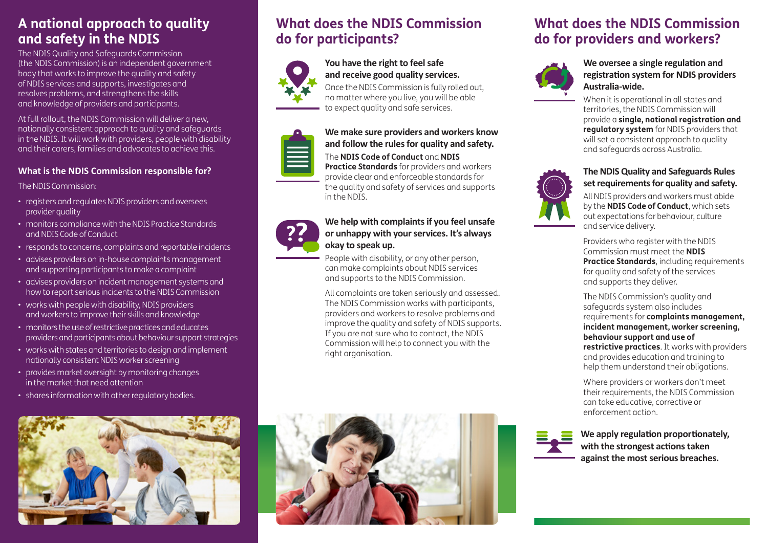## A national approach to quality and safety in the NDIS

The NDIS Quality and Safeguards Commission (the NDIS Commission) is an independent government body that works to improve the quality and safety of NDIS services and supports, investigates and resolves problems, and strengthens the skills and knowledge of providers and participants.

At full rollout, the NDIS Commission will deliver a new, nationally consistent approach to quality and safeguards in the NDIS. It will work with providers, people with disability and their carers, families and advocates to achieve this.

### What is the NDIS Commission responsible for?

The NDIS Commission:

- registers and regulates NDIS providers and oversees provider quality
- monitors compliance with the NDIS Practice Standards and NDIS Code of Conduct
- responds to concerns, complaints and reportable incidents
- advises providers on in-house complaints management and supporting participants to make a complaint
- advises providers on incident management systems and how to report serious incidents to the NDIS Commission
- works with people with disability, NDIS providers and workers to improve their skills and knowledge
- monitors the use of restrictive practices and educates providers and participants about behaviour support strategies
- works with states and territories to design and implement nationally consistent NDIS worker screening
- provides market oversight by monitoring changes in the market that need attention
- shares information with other regulatory bodies.

## What does the NDIS Commission do for participants?

**You have the right to feel safe and receive good quality services.**

Once the NDIS Commission is fully rolled out, no matter where you live, you will be able to expect quality and safe services.

**We make sure providers and workers know and follow the rules for quality and safety.**

The **NDIS Code of Conduct** and **NDIS Practice Standards** for providers and workers provide clear and enforceable standards for the quality and safety of services and supports in the NDIS.

**We help with complaints if you feel unsafe or unhappy with your services. It's always okay to speak up.**

People with disability, or any other person, can make complaints about NDIS services and supports to the NDIS Commission.

All complaints are taken seriously and assessed. The NDIS Commission works with participants, providers and workers to resolve problems and improve the quality and safety of NDIS supports. If you are not sure who to contact, the NDIS Commission will help to connect you with the right organisation.

## What does the NDIS Commission do for providers and workers?

**We oversee a single regulation and registration system for NDIS providers Australia-wide.**

When it is operational in all states and territories, the NDIS Commission will provide a **single, national registration and regulatory system** for NDIS providers that will set a consistent approach to quality and safeguards across Australia.

**The NDIS Quality and Safeguards Rules set requirements for quality and safety.**

All NDIS providers and workers must abide by the **NDIS Code of Conduct**, which sets out expectations for behaviour, culture and service delivery.

Providers who register with the NDIS Commission must meet the **NDIS Practice Standards**, including requirements for quality and safety of the services and supports they deliver.

The NDIS Commission's quality and safeguards system also includes requirements for **complaints management, incident management, worker screening, behaviour support and use of restrictive practices**. It works with providers and provides education and training to help them understand their obligations.

Where providers or workers don't meet their requirements, the NDIS Commission can take educative, corrective or enforcement action.

**We apply regulation proportionately, with the strongest actions taken against the most serious breaches.**